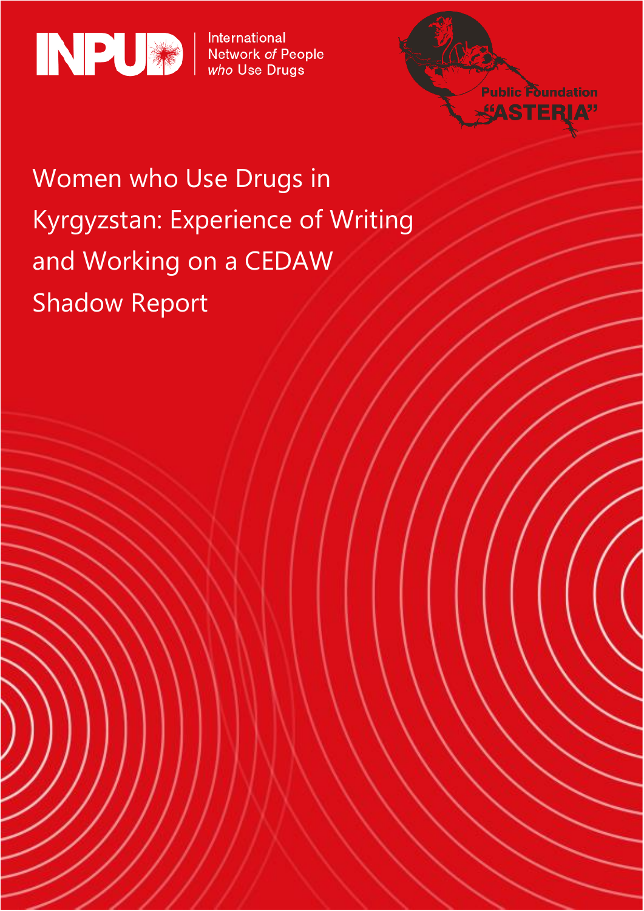INPUD | International Network *of* People *who* Use Drugs

Public Foundation "ASTERIA"

# Women who Use Drugs in Kyrgyzstan: Experience of Writing and Working on a CEDAW Shadow Report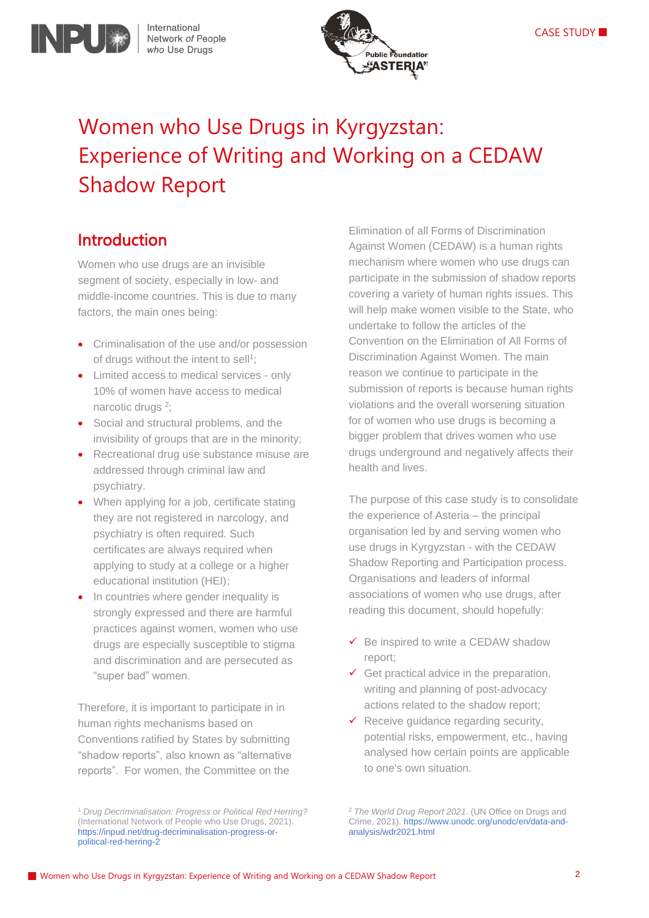CASE STUDY

# Women who Use Drugs in Kyrgyzstan: Experience of Writing and Working on a CEDAW Shadow Report

## Introduction

Women who use drugs are an invisible segment of society, especially in low- and middle-income countries. This is due to many factors, the main ones being:

- Criminalisation of the use and/or possession of drugs without the intent to sell[1];
- Limited access to medical services - only 10% of women have access to medical narcotic drugs [2];
- Social and structural problems, and the invisibility of groups that are in the minority;
- Recreational drug use substance misuse are addressed through criminal law and psychiatry.
- When applying for a job, certificate stating they are not registered in narcology, and psychiatry is often required. Such certificates are always required when applying to study at a college or a higher educational institution (HEI);
- In countries where gender inequality is strongly expressed and there are harmful practices against women, women who use drugs are especially susceptible to stigma and discrimination and are persecuted as "super bad" women.

Therefore, it is important to participate in in human rights mechanisms based on Conventions ratified by States by submitting "shadow reports", also known as "alternative reports". For women, the Committee on the Elimination of all Forms of Discrimination Against Women (CEDAW) is a human rights mechanism where women who use drugs can participate in the submission of shadow reports covering a variety of human rights issues. This will help make women visible to the State, who undertake to follow the articles of the Convention on the Elimination of All Forms of Discrimination Against Women. The main reason we continue to participate in the submission of reports is because human rights violations and the overall worsening situation for of women who use drugs is becoming a bigger problem that drives women who use drugs underground and negatively affects their health and lives.

The purpose of this case study is to consolidate the experience of Asteria – the principal organisation led by and serving women who use drugs in Kyrgyzstan - with the CEDAW Shadow Reporting and Participation process. Organisations and leaders of informal associations of women who use drugs, after reading this document, should hopefully:

- ✓ Be inspired to write a CEDAW shadow report;
- ✓ Get practical advice in the preparation, writing and planning of post-advocacy actions related to the shadow report;
- ✓ Receive guidance regarding security, potential risks, empowerment, etc., having analysed how certain points are applicable to one's own situation.

[1] *Drug Decriminalisation: Progress or Political Red Herring?* (International Network of People who Use Drugs, 2021). https://inpud.net/drug-decriminalisation-progress-or-political-red-herring-2

[2] *The World Drug Report 2021*. (UN Office on Drugs and Crime, 2021). https://www.unodc.org/unodc/en/data-and-analysis/wdr2021.html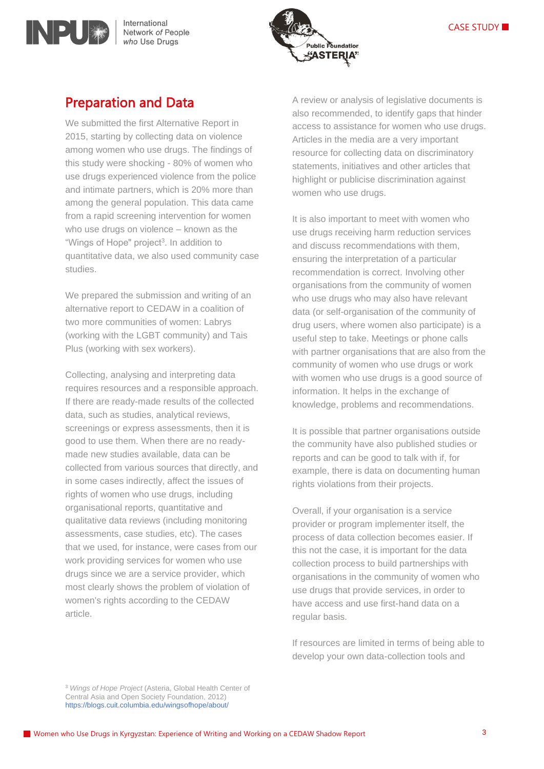## Preparation and Data

We submitted the first Alternative Report in 2015, starting by collecting data on violence among women who use drugs. The findings of this study were shocking - 80% of women who use drugs experienced violence from the police and intimate partners, which is 20% more than among the general population. This data came from a rapid screening intervention for women who use drugs on violence – known as the "Wings of Hope" project[3]. In addition to quantitative data, we also used community case studies.

We prepared the submission and writing of an alternative report to CEDAW in a coalition of two more communities of women: Labrys (working with the LGBT community) and Tais Plus (working with sex workers).

Collecting, analysing and interpreting data requires resources and a responsible approach. If there are ready-made results of the collected data, such as studies, analytical reviews, screenings or express assessments, then it is good to use them. When there are no ready-made new studies available, data can be collected from various sources that directly, and in some cases indirectly, affect the issues of rights of women who use drugs, including organisational reports, quantitative and qualitative data reviews (including monitoring assessments, case studies, etc). The cases that we used, for instance, were cases from our work providing services for women who use drugs since we are a service provider, which most clearly shows the problem of violation of women's rights according to the CEDAW article.

A review or analysis of legislative documents is also recommended, to identify gaps that hinder access to assistance for women who use drugs. Articles in the media are a very important resource for collecting data on discriminatory statements, initiatives and other articles that highlight or publicise discrimination against women who use drugs.

It is also important to meet with women who use drugs receiving harm reduction services and discuss recommendations with them, ensuring the interpretation of a particular recommendation is correct. Involving other organisations from the community of women who use drugs who may also have relevant data (or self-organisation of the community of drug users, where women also participate) is a useful step to take. Meetings or phone calls with partner organisations that are also from the community of women who use drugs or work with women who use drugs is a good source of information. It helps in the exchange of knowledge, problems and recommendations.

It is possible that partner organisations outside the community have also published studies or reports and can be good to talk with if, for example, there is data on documenting human rights violations from their projects.

Overall, if your organisation is a service provider or program implementer itself, the process of data collection becomes easier. If this not the case, it is important for the data collection process to build partnerships with organisations in the community of women who use drugs that provide services, in order to have access and use first-hand data on a regular basis.

If resources are limited in terms of being able to develop your own data-collection tools and

[3] *Wings of Hope Project* (Asteria, Global Health Center of Central Asia and Open Society Foundation, 2012) https://blogs.cuit.columbia.edu/wingsofhope/about/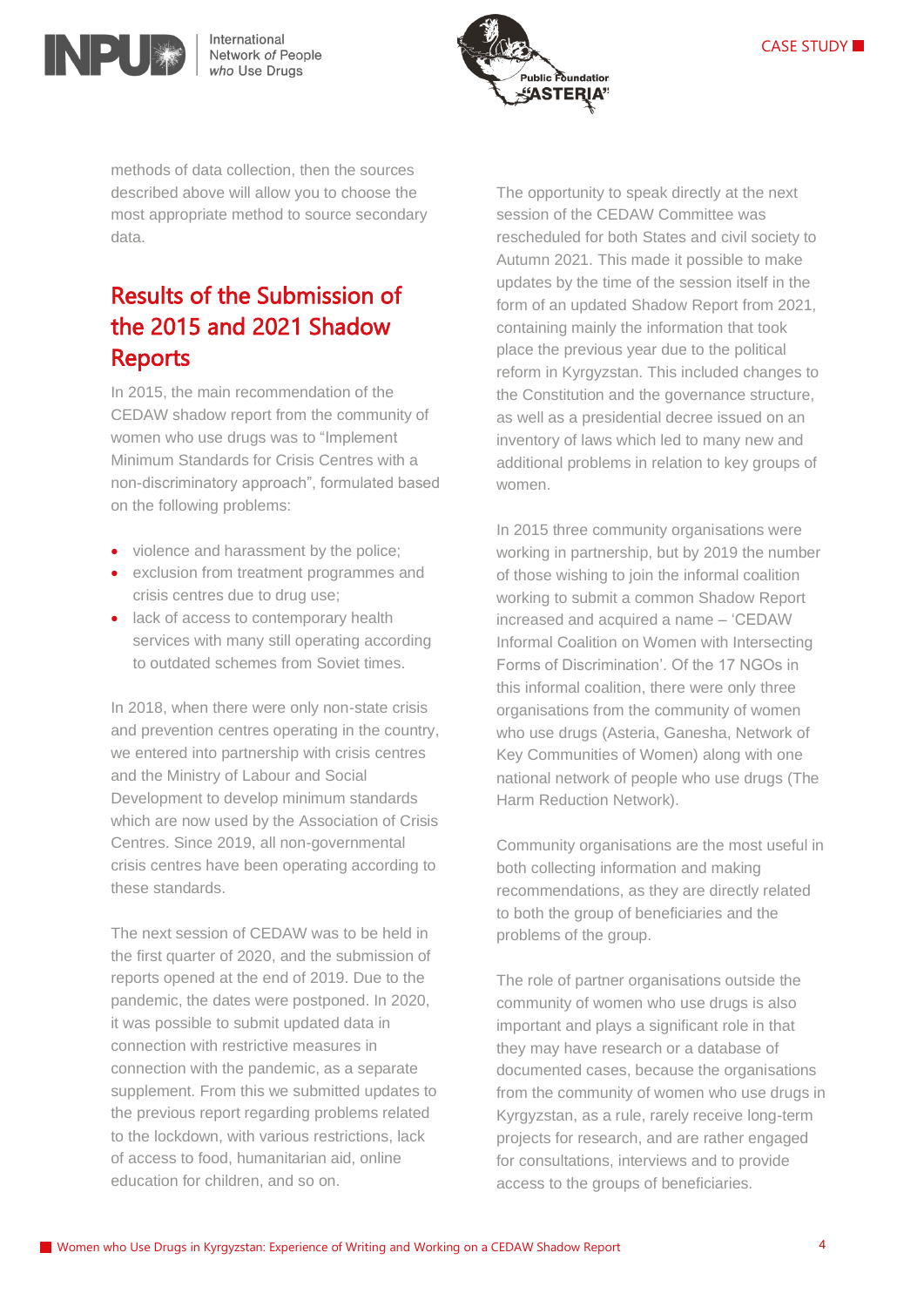methods of data collection, then the sources described above will allow you to choose the most appropriate method to source secondary data.

## Results of the Submission of the 2015 and 2021 Shadow Reports

In 2015, the main recommendation of the CEDAW shadow report from the community of women who use drugs was to "Implement Minimum Standards for Crisis Centres with a non-discriminatory approach", formulated based on the following problems:

- violence and harassment by the police;
- exclusion from treatment programmes and crisis centres due to drug use;
- lack of access to contemporary health services with many still operating according to outdated schemes from Soviet times.

In 2018, when there were only non-state crisis and prevention centres operating in the country, we entered into partnership with crisis centres and the Ministry of Labour and Social Development to develop minimum standards which are now used by the Association of Crisis Centres. Since 2019, all non-governmental crisis centres have been operating according to these standards.

The next session of CEDAW was to be held in the first quarter of 2020, and the submission of reports opened at the end of 2019. Due to the pandemic, the dates were postponed. In 2020, it was possible to submit updated data in connection with restrictive measures in connection with the pandemic, as a separate supplement. From this we submitted updates to the previous report regarding problems related to the lockdown, with various restrictions, lack of access to food, humanitarian aid, online education for children, and so on.

The opportunity to speak directly at the next session of the CEDAW Committee was rescheduled for both States and civil society to Autumn 2021. This made it possible to make updates by the time of the session itself in the form of an updated Shadow Report from 2021, containing mainly the information that took place the previous year due to the political reform in Kyrgyzstan. This included changes to the Constitution and the governance structure, as well as a presidential decree issued on an inventory of laws which led to many new and additional problems in relation to key groups of women.

In 2015 three community organisations were working in partnership, but by 2019 the number of those wishing to join the informal coalition working to submit a common Shadow Report increased and acquired a name – 'CEDAW Informal Coalition on Women with Intersecting Forms of Discrimination'. Of the 17 NGOs in this informal coalition, there were only three organisations from the community of women who use drugs (Asteria, Ganesha, Network of Key Communities of Women) along with one national network of people who use drugs (The Harm Reduction Network).

Community organisations are the most useful in both collecting information and making recommendations, as they are directly related to both the group of beneficiaries and the problems of the group.

The role of partner organisations outside the community of women who use drugs is also important and plays a significant role in that they may have research or a database of documented cases, because the organisations from the community of women who use drugs in Kyrgyzstan, as a rule, rarely receive long-term projects for research, and are rather engaged for consultations, interviews and to provide access to the groups of beneficiaries.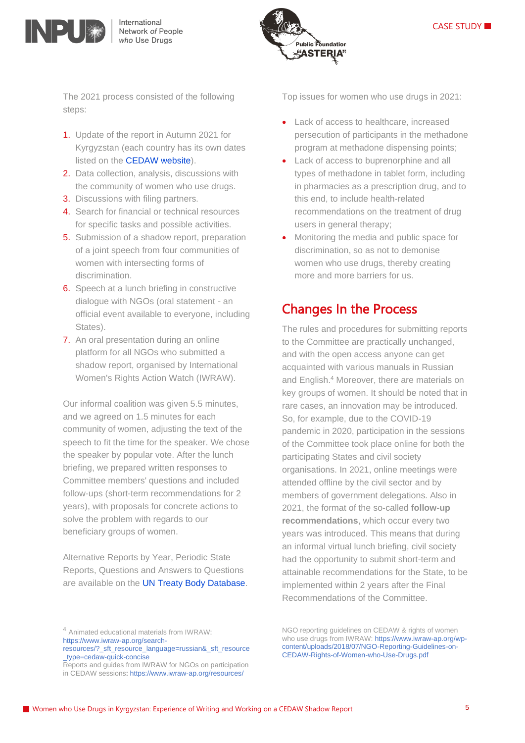The 2021 process consisted of the following steps:

1. Update of the report in Autumn 2021 for Kyrgyzstan (each country has its own dates listed on the CEDAW website).
2. Data collection, analysis, discussions with the community of women who use drugs.
3. Discussions with filing partners.
4. Search for financial or technical resources for specific tasks and possible activities.
5. Submission of a shadow report, preparation of a joint speech from four communities of women with intersecting forms of discrimination.
6. Speech at a lunch briefing in constructive dialogue with NGOs (oral statement - an official event available to everyone, including States).
7. An oral presentation during an online platform for all NGOs who submitted a shadow report, organised by International Women's Rights Action Watch (IWRAW).

Our informal coalition was given 5.5 minutes, and we agreed on 1.5 minutes for each community of women, adjusting the text of the speech to fit the time for the speaker. We chose the speaker by popular vote. After the lunch briefing, we prepared written responses to Committee members' questions and included follow-ups (short-term recommendations for 2 years), with proposals for concrete actions to solve the problem with regards to our beneficiary groups of women.

Alternative Reports by Year, Periodic State Reports, Questions and Answers to Questions are available on the UN Treaty Body Database.

Top issues for women who use drugs in 2021:

- Lack of access to healthcare, increased persecution of participants in the methadone program at methadone dispensing points;
- Lack of access to buprenorphine and all types of methadone in tablet form, including in pharmacies as a prescription drug, and to this end, to include health-related recommendations on the treatment of drug users in general therapy;
- Monitoring the media and public space for discrimination, so as not to demonise women who use drugs, thereby creating more and more barriers for us.

## Changes In the Process

The rules and procedures for submitting reports to the Committee are practically unchanged, and with the open access anyone can get acquainted with various manuals in Russian and English.[4] Moreover, there are materials on key groups of women. It should be noted that in rare cases, an innovation may be introduced. So, for example, due to the COVID-19 pandemic in 2020, participation in the sessions of the Committee took place online for both the participating States and civil society organisations. In 2021, online meetings were attended offline by the civil sector and by members of government delegations. Also in 2021, the format of the so-called **follow-up recommendations**, which occur every two years was introduced. This means that during an informal virtual lunch briefing, civil society had the opportunity to submit short-term and attainable recommendations for the State, to be implemented within 2 years after the Final Recommendations of the Committee.

[4] Animated educational materials from IWRAW: https://www.iwraw-ap.org/search-resources/?_sft_resource_language=russian&_sft_resource_type=cedaw-quick-concise
Reports and guides from IWRAW for NGOs on participation in CEDAW sessions: https://www.iwraw-ap.org/resources/
NGO reporting guidelines on CEDAW & rights of women who use drugs from IWRAW: https://www.iwraw-ap.org/wp-content/uploads/2018/07/NGO-Reporting-Guidelines-on-CEDAW-Rights-of-Women-who-Use-Drugs.pdf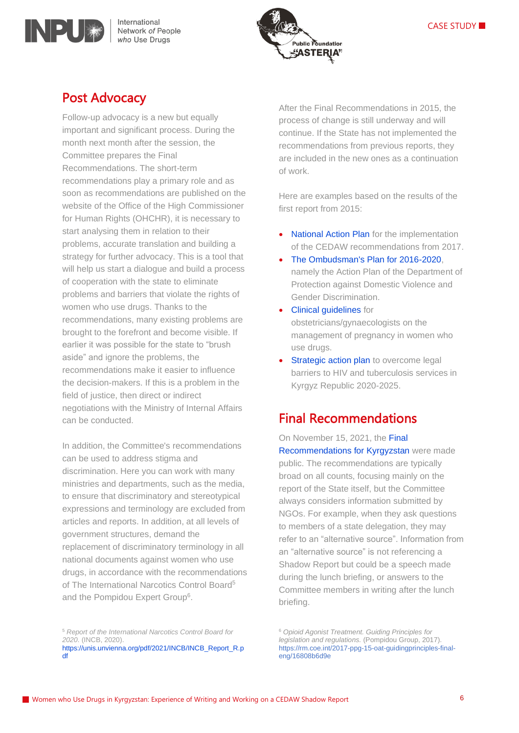## Post Advocacy

Follow-up advocacy is a new but equally important and significant process. During the month next month after the session, the Committee prepares the Final Recommendations. The short-term recommendations play a primary role and as soon as recommendations are published on the website of the Office of the High Commissioner for Human Rights (OHCHR), it is necessary to start analysing them in relation to their problems, accurate translation and building a strategy for further advocacy. This is a tool that will help us start a dialogue and build a process of cooperation with the state to eliminate problems and barriers that violate the rights of women who use drugs. Thanks to the recommendations, many existing problems are brought to the forefront and become visible. If earlier it was possible for the state to "brush aside" and ignore the problems, the recommendations make it easier to influence the decision-makers. If this is a problem in the field of justice, then direct or indirect negotiations with the Ministry of Internal Affairs can be conducted.

In addition, the Committee's recommendations can be used to address stigma and discrimination. Here you can work with many ministries and departments, such as the media, to ensure that discriminatory and stereotypical expressions and terminology are excluded from articles and reports. In addition, at all levels of government structures, demand the replacement of discriminatory terminology in all national documents against women who use drugs, in accordance with the recommendations of The International Narcotics Control Board[5] and the Pompidou Expert Group[6].

After the Final Recommendations in 2015, the process of change is still underway and will continue. If the State has not implemented the recommendations from previous reports, they are included in the new ones as a continuation of work.

Here are examples based on the results of the first report from 2015:

- National Action Plan for the implementation of the CEDAW recommendations from 2017.
- The Ombudsman's Plan for 2016-2020, namely the Action Plan of the Department of Protection against Domestic Violence and Gender Discrimination.
- Clinical guidelines for obstetricians/gynaecologists on the management of pregnancy in women who use drugs.
- Strategic action plan to overcome legal barriers to HIV and tuberculosis services in Kyrgyz Republic 2020-2025.

## Final Recommendations

On November 15, 2021, the Final Recommendations for Kyrgyzstan were made public. The recommendations are typically broad on all counts, focusing mainly on the report of the State itself, but the Committee always considers information submitted by NGOs. For example, when they ask questions to members of a state delegation, they may refer to an "alternative source". Information from an "alternative source" is not referencing a Shadow Report but could be a speech made during the lunch briefing, or answers to the Committee members in writing after the lunch briefing.

[5] *Report of the International Narcotics Control Board for 2020.* (INCB, 2020). https://unis.unvienna.org/pdf/2021/INCB/INCB_Report_R.pdf

[6] *Opioid Agonist Treatment. Guiding Principles for legislation and regulations.* (Pompidou Group, 2017). https://rm.coe.int/2017-ppg-15-oat-guidingprinciples-final-eng/16808b6d9e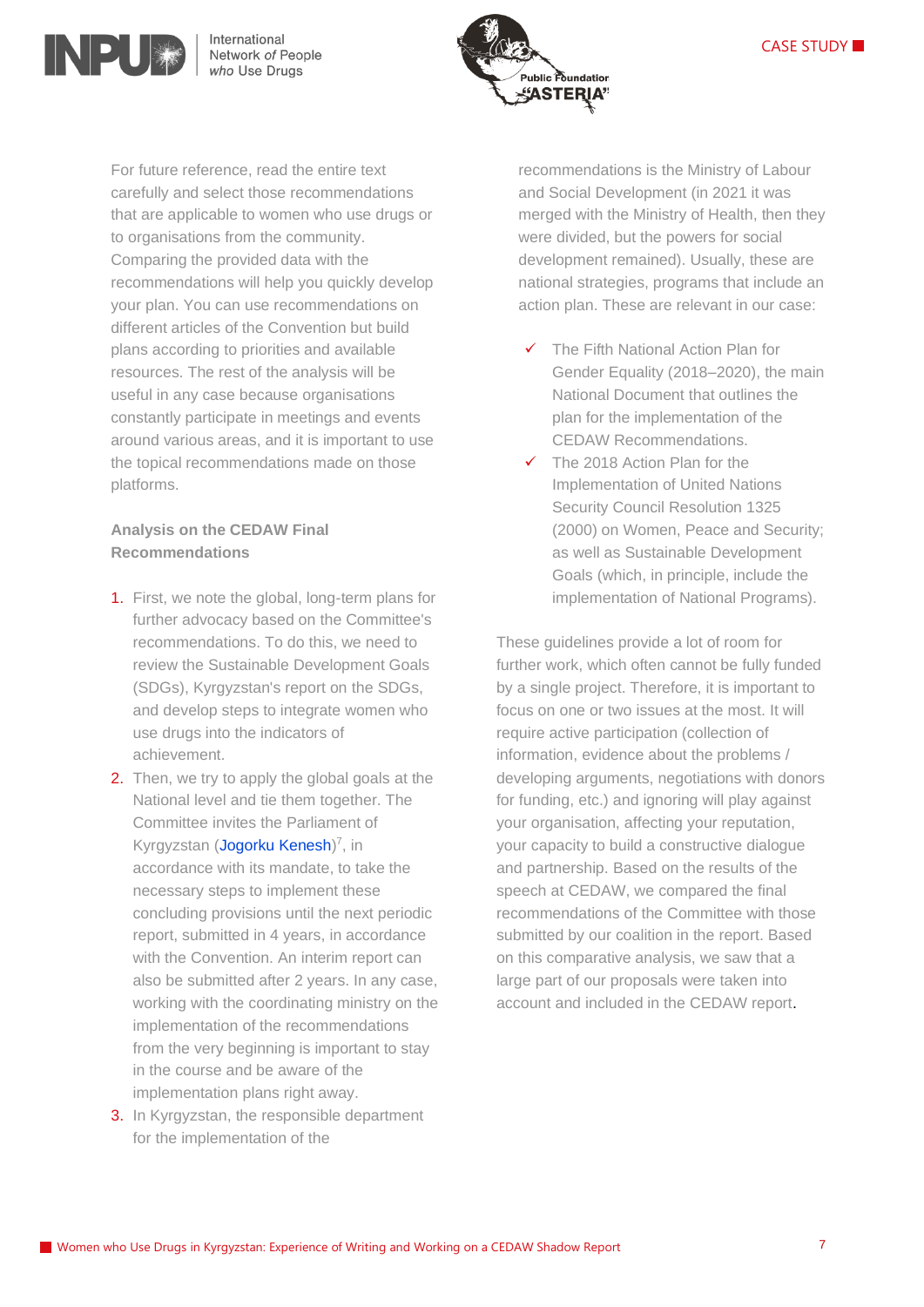For future reference, read the entire text carefully and select those recommendations that are applicable to women who use drugs or to organisations from the community. Comparing the provided data with the recommendations will help you quickly develop your plan. You can use recommendations on different articles of the Convention but build plans according to priorities and available resources. The rest of the analysis will be useful in any case because organisations constantly participate in meetings and events around various areas, and it is important to use the topical recommendations made on those platforms.

**Analysis on the CEDAW Final Recommendations**

1. First, we note the global, long-term plans for further advocacy based on the Committee's recommendations. To do this, we need to review the Sustainable Development Goals (SDGs), Kyrgyzstan's report on the SDGs, and develop steps to integrate women who use drugs into the indicators of achievement.
2. Then, we try to apply the global goals at the National level and tie them together. The Committee invites the Parliament of Kyrgyzstan (Jogorku Kenesh)[7], in accordance with its mandate, to take the necessary steps to implement these concluding provisions until the next periodic report, submitted in 4 years, in accordance with the Convention. An interim report can also be submitted after 2 years. In any case, working with the coordinating ministry on the implementation of the recommendations from the very beginning is important to stay in the course and be aware of the implementation plans right away.
3. In Kyrgyzstan, the responsible department for the implementation of the recommendations is the Ministry of Labour and Social Development (in 2021 it was merged with the Ministry of Health, then they were divided, but the powers for social development remained). Usually, these are national strategies, programs that include an action plan. These are relevant in our case:

- ✓ The Fifth National Action Plan for Gender Equality (2018–2020), the main National Document that outlines the plan for the implementation of the CEDAW Recommendations.
- ✓ The 2018 Action Plan for the Implementation of United Nations Security Council Resolution 1325 (2000) on Women, Peace and Security; as well as Sustainable Development Goals (which, in principle, include the implementation of National Programs).

These guidelines provide a lot of room for further work, which often cannot be fully funded by a single project. Therefore, it is important to focus on one or two issues at the most. It will require active participation (collection of information, evidence about the problems / developing arguments, negotiations with donors for funding, etc.) and ignoring will play against your organisation, affecting your reputation, your capacity to build a constructive dialogue and partnership. Based on the results of the speech at CEDAW, we compared the final recommendations of the Committee with those submitted by our coalition in the report. Based on this comparative analysis, we saw that a large part of our proposals were taken into account and included in the CEDAW report.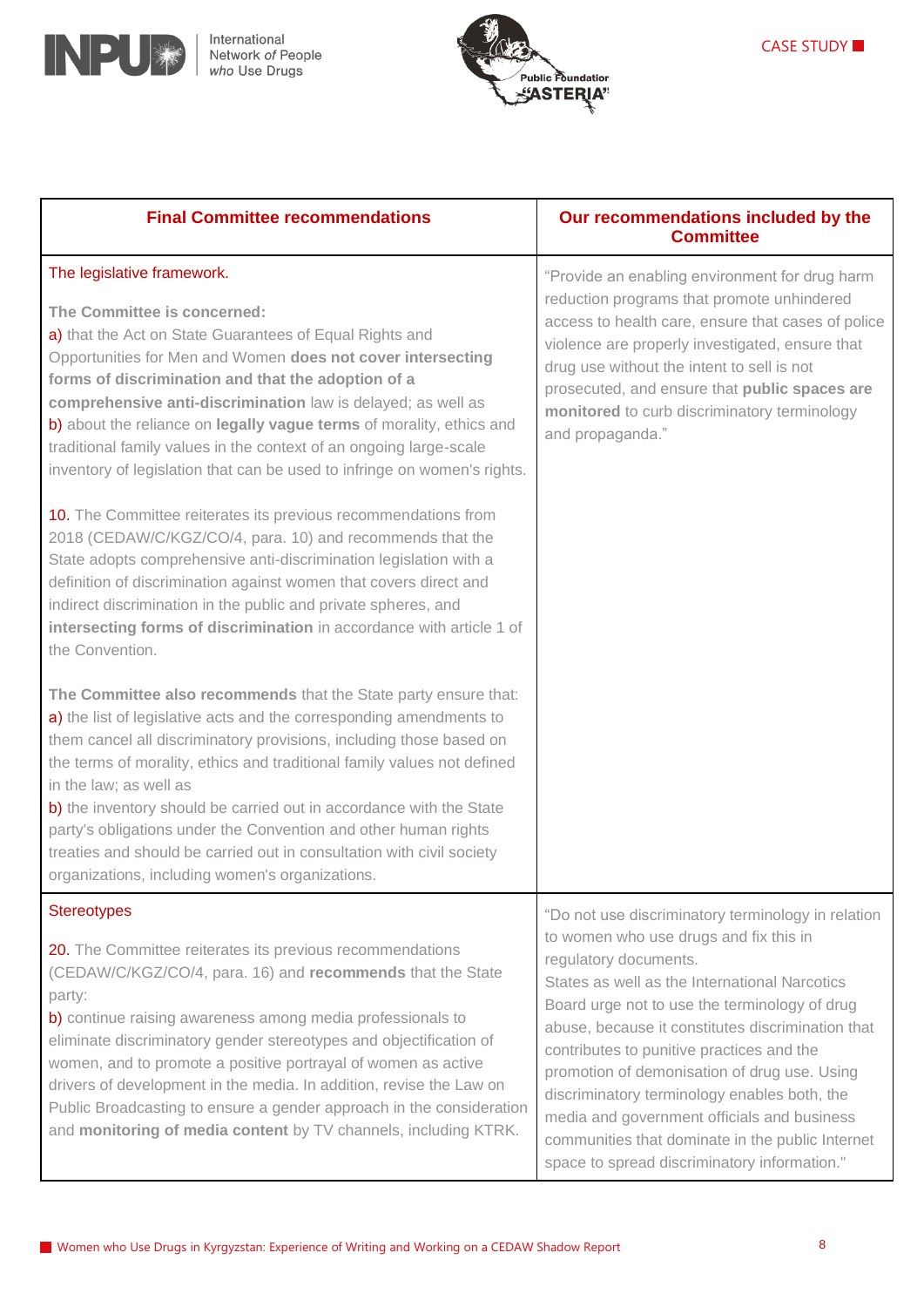| Final Committee recommendations | Our recommendations included by the Committee |
|---|---|
| The legislative framework.<br><br>**The Committee is concerned:**<br>a) that the Act on State Guarantees of Equal Rights and Opportunities for Men and Women **does not cover intersecting forms of discrimination and that the adoption of a comprehensive anti-discrimination** law is delayed; as well as<br>b) about the reliance on **legally vague terms** of morality, ethics and traditional family values in the context of an ongoing large-scale inventory of legislation that can be used to infringe on women's rights.<br><br>10. The Committee reiterates its previous recommendations from 2018 (CEDAW/C/KGZ/CO/4, para. 10) and recommends that the State adopts comprehensive anti-discrimination legislation with a definition of discrimination against women that covers direct and indirect discrimination in the public and private spheres, and **intersecting forms of discrimination** in accordance with article 1 of the Convention.<br><br>**The Committee also recommends** that the State party ensure that:<br>a) the list of legislative acts and the corresponding amendments to them cancel all discriminatory provisions, including those based on the terms of morality, ethics and traditional family values not defined in the law; as well as<br>b) the inventory should be carried out in accordance with the State party's obligations under the Convention and other human rights treaties and should be carried out in consultation with civil society organizations, including women's organizations. | "Provide an enabling environment for drug harm reduction programs that promote unhindered access to health care, ensure that cases of police violence are properly investigated, ensure that drug use without the intent to sell is not prosecuted, and ensure that **public spaces are monitored** to curb discriminatory terminology and propaganda." |
| Stereotypes<br><br>20. The Committee reiterates its previous recommendations (CEDAW/C/KGZ/CO/4, para. 16) and **recommends** that the State party:<br>b) continue raising awareness among media professionals to eliminate discriminatory gender stereotypes and objectification of women, and to promote a positive portrayal of women as active drivers of development in the media. In addition, revise the Law on Public Broadcasting to ensure a gender approach in the consideration and **monitoring of media content** by TV channels, including KTRK. | "Do not use discriminatory terminology in relation to women who use drugs and fix this in regulatory documents.<br>States as well as the International Narcotics Board urge not to use the terminology of drug abuse, because it constitutes discrimination that contributes to punitive practices and the promotion of demonisation of drug use. Using discriminatory terminology enables both, the media and government officials and business communities that dominate in the public Internet space to spread discriminatory information." |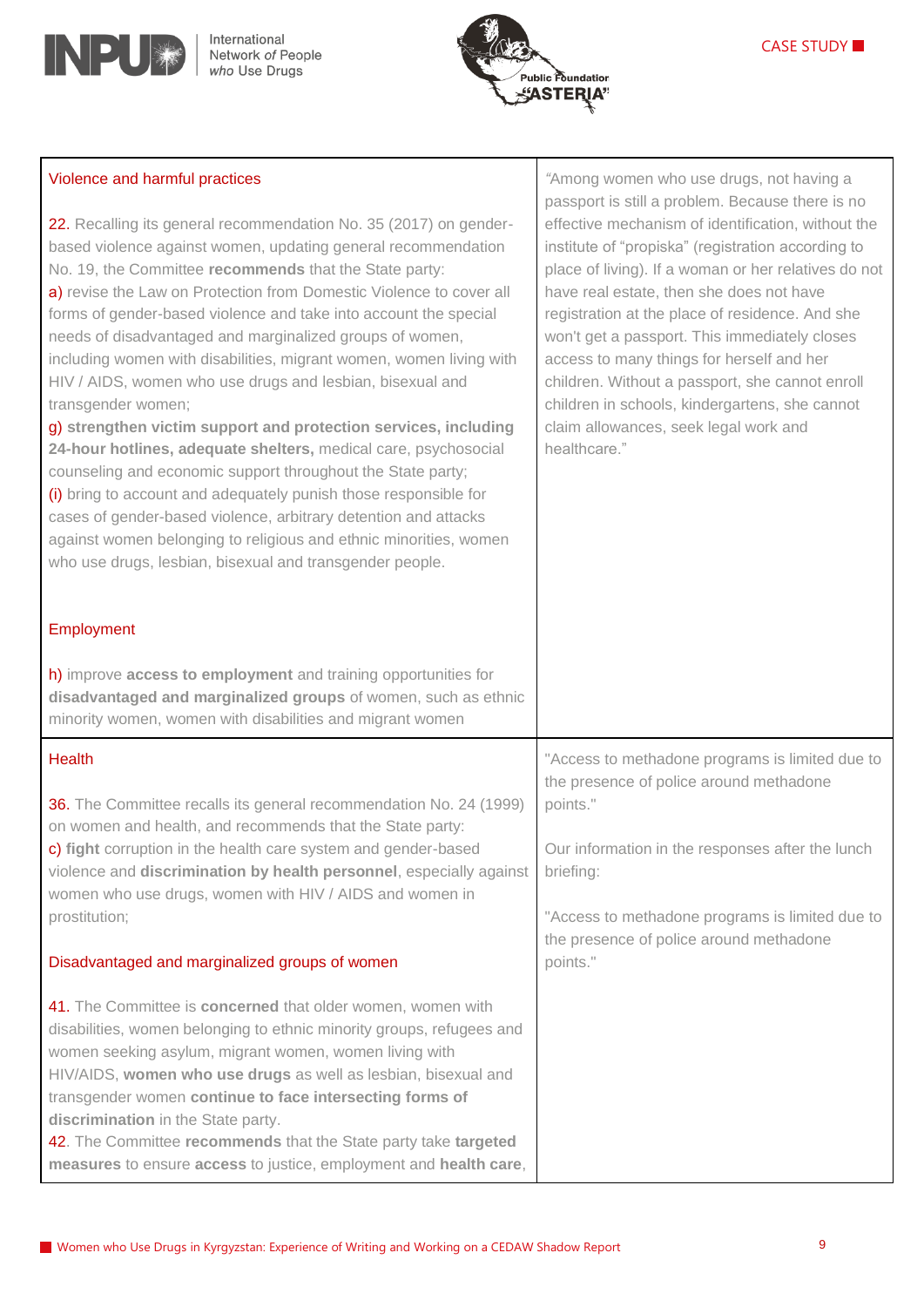| | |
|---|---|
| **Violence and harmful practices**<br><br>22. Recalling its general recommendation No. 35 (2017) on gender-based violence against women, updating general recommendation No. 19, the Committee **recommends** that the State party:<br>a) revise the Law on Protection from Domestic Violence to cover all forms of gender-based violence and take into account the special needs of disadvantaged and marginalized groups of women, including women with disabilities, migrant women, women living with HIV / AIDS, women who use drugs and lesbian, bisexual and transgender women;<br>g) **strengthen victim support and protection services, including 24-hour hotlines, adequate shelters,** medical care, psychosocial counseling and economic support throughout the State party;<br>(i) bring to account and adequately punish those responsible for cases of gender-based violence, arbitrary detention and attacks against women belonging to religious and ethnic minorities, women who use drugs, lesbian, bisexual and transgender people.<br><br>**Employment**<br><br>h) improve **access to employment** and training opportunities for **disadvantaged and marginalized groups** of women, such as ethnic minority women, women with disabilities and migrant women | "Among women who use drugs, not having a passport is still a problem. Because there is no effective mechanism of identification, without the institute of "propiska" (registration according to place of living). If a woman or her relatives do not have real estate, then she does not have registration at the place of residence. And she won't get a passport. This immediately closes access to many things for herself and her children. Without a passport, she cannot enroll children in schools, kindergartens, she cannot claim allowances, seek legal work and healthcare." |
| **Health**<br><br>36. The Committee recalls its general recommendation No. 24 (1999) on women and health, and recommends that the State party:<br>c) **fight** corruption in the health care system and gender-based violence and **discrimination by health personnel**, especially against women who use drugs, women with HIV / AIDS and women in prostitution;<br><br>**Disadvantaged and marginalized groups of women**<br><br>41. The Committee is **concerned** that older women, women with disabilities, women belonging to ethnic minority groups, refugees and women seeking asylum, migrant women, women living with HIV/AIDS, **women who use drugs** as well as lesbian, bisexual and transgender women **continue to face intersecting forms of discrimination** in the State party.<br>42. The Committee **recommends** that the State party take **targeted measures** to ensure **access** to justice, employment and **health care**, | "Access to methadone programs is limited due to the presence of police around methadone points."<br><br>Our information in the responses after the lunch briefing:<br><br>"Access to methadone programs is limited due to the presence of police around methadone points." |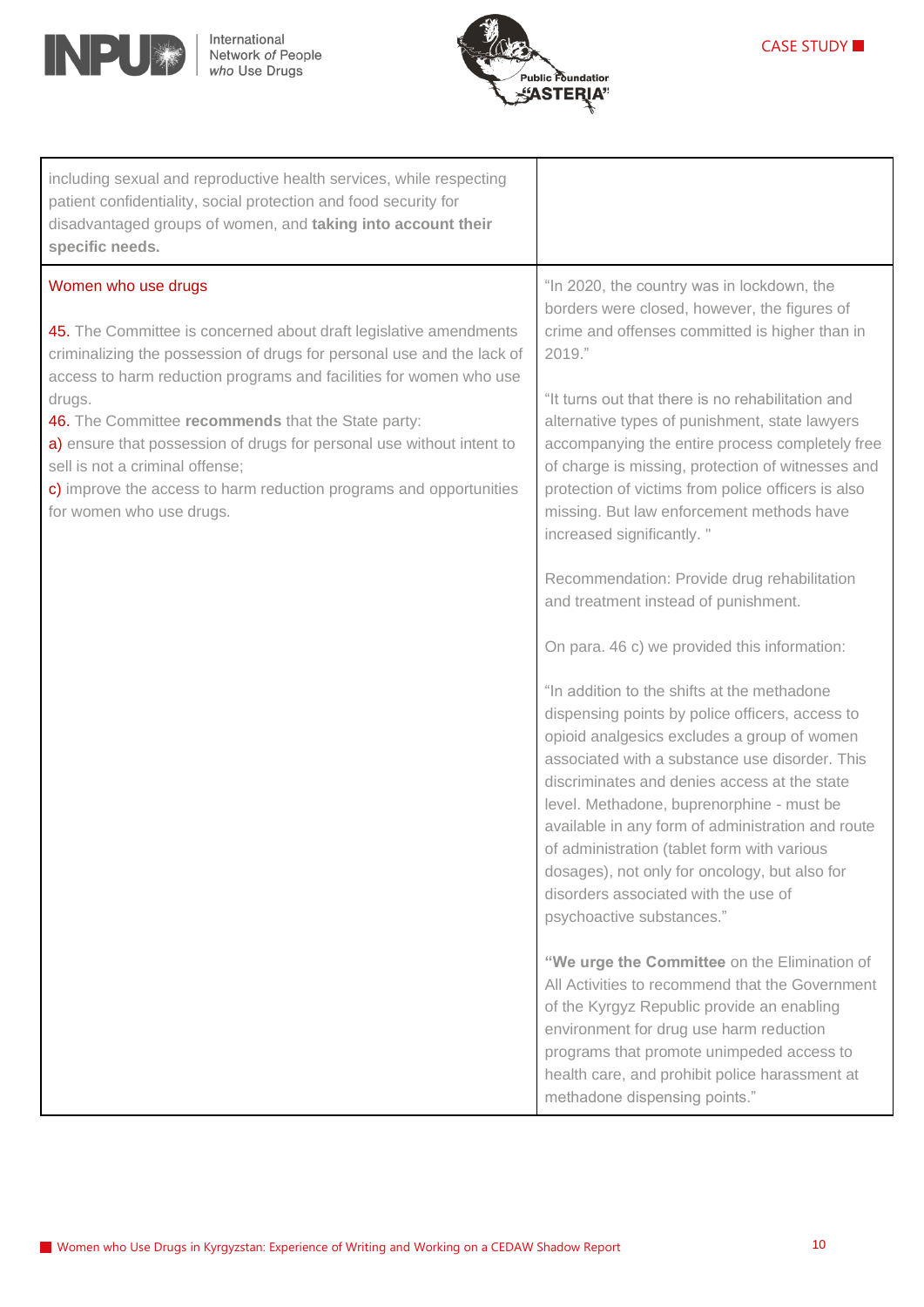| | |
|---|---|
| including sexual and reproductive health services, while respecting patient confidentiality, social protection and food security for disadvantaged groups of women, and **taking into account their specific needs.** | |
| Women who use drugs<br><br>45. The Committee is concerned about draft legislative amendments criminalizing the possession of drugs for personal use and the lack of access to harm reduction programs and facilities for women who use drugs.<br>46. The Committee **recommends** that the State party:<br>a) ensure that possession of drugs for personal use without intent to sell is not a criminal offense;<br>c) improve the access to harm reduction programs and opportunities for women who use drugs. | "In 2020, the country was in lockdown, the borders were closed, however, the figures of crime and offenses committed is higher than in 2019."<br><br>"It turns out that there is no rehabilitation and alternative types of punishment, state lawyers accompanying the entire process completely free of charge is missing, protection of witnesses and protection of victims from police officers is also missing. But law enforcement methods have increased significantly. "<br><br>Recommendation: Provide drug rehabilitation and treatment instead of punishment.<br><br>On para. 46 c) we provided this information:<br><br>"In addition to the shifts at the methadone dispensing points by police officers, access to opioid analgesics excludes a group of women associated with a substance use disorder. This discriminates and denies access at the state level. Methadone, buprenorphine - must be available in any form of administration and route of administration (tablet form with various dosages), not only for oncology, but also for disorders associated with the use of psychoactive substances."<br><br>**"We urge the Committee** on the Elimination of All Activities to recommend that the Government of the Kyrgyz Republic provide an enabling environment for drug use harm reduction programs that promote unimpeded access to health care, and prohibit police harassment at methadone dispensing points." |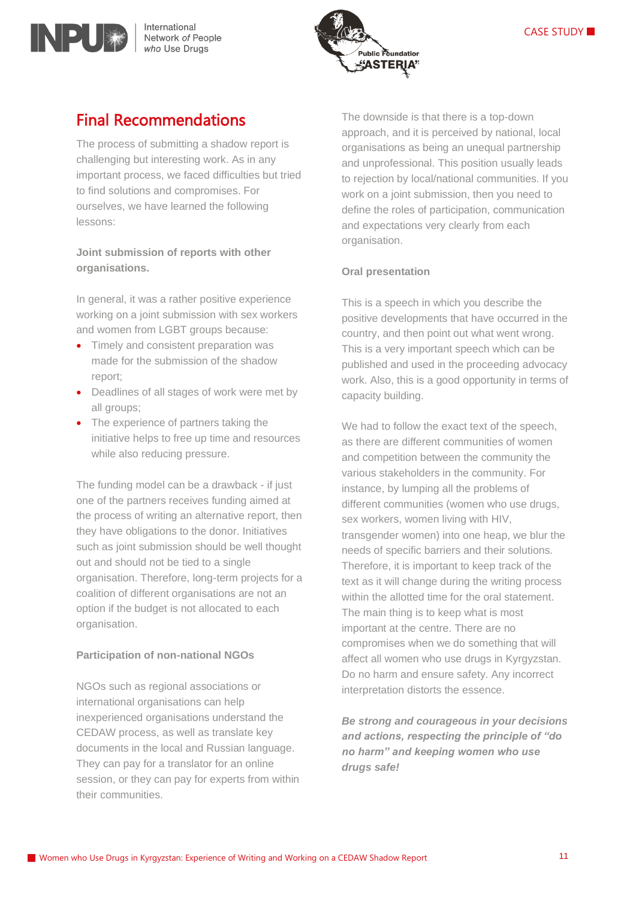## Final Recommendations

The process of submitting a shadow report is challenging but interesting work. As in any important process, we faced difficulties but tried to find solutions and compromises. For ourselves, we have learned the following lessons:

**Joint submission of reports with other organisations.**

In general, it was a rather positive experience working on a joint submission with sex workers and women from LGBT groups because:

- Timely and consistent preparation was made for the submission of the shadow report;
- Deadlines of all stages of work were met by all groups;
- The experience of partners taking the initiative helps to free up time and resources while also reducing pressure.

The funding model can be a drawback - if just one of the partners receives funding aimed at the process of writing an alternative report, then they have obligations to the donor. Initiatives such as joint submission should be well thought out and should not be tied to a single organisation. Therefore, long-term projects for a coalition of different organisations are not an option if the budget is not allocated to each organisation.

**Participation of non-national NGOs**

NGOs such as regional associations or international organisations can help inexperienced organisations understand the CEDAW process, as well as translate key documents in the local and Russian language. They can pay for a translator for an online session, or they can pay for experts from within their communities.

The downside is that there is a top-down approach, and it is perceived by national, local organisations as being an unequal partnership and unprofessional. This position usually leads to rejection by local/national communities. If you work on a joint submission, then you need to define the roles of participation, communication and expectations very clearly from each organisation.

**Oral presentation**

This is a speech in which you describe the positive developments that have occurred in the country, and then point out what went wrong. This is a very important speech which can be published and used in the proceeding advocacy work. Also, this is a good opportunity in terms of capacity building.

We had to follow the exact text of the speech, as there are different communities of women and competition between the community the various stakeholders in the community. For instance, by lumping all the problems of different communities (women who use drugs, sex workers, women living with HIV, transgender women) into one heap, we blur the needs of specific barriers and their solutions. Therefore, it is important to keep track of the text as it will change during the writing process within the allotted time for the oral statement. The main thing is to keep what is most important at the centre. There are no compromises when we do something that will affect all women who use drugs in Kyrgyzstan. Do no harm and ensure safety. Any incorrect interpretation distorts the essence.

***Be strong and courageous in your decisions and actions, respecting the principle of "do no harm" and keeping women who use drugs safe!***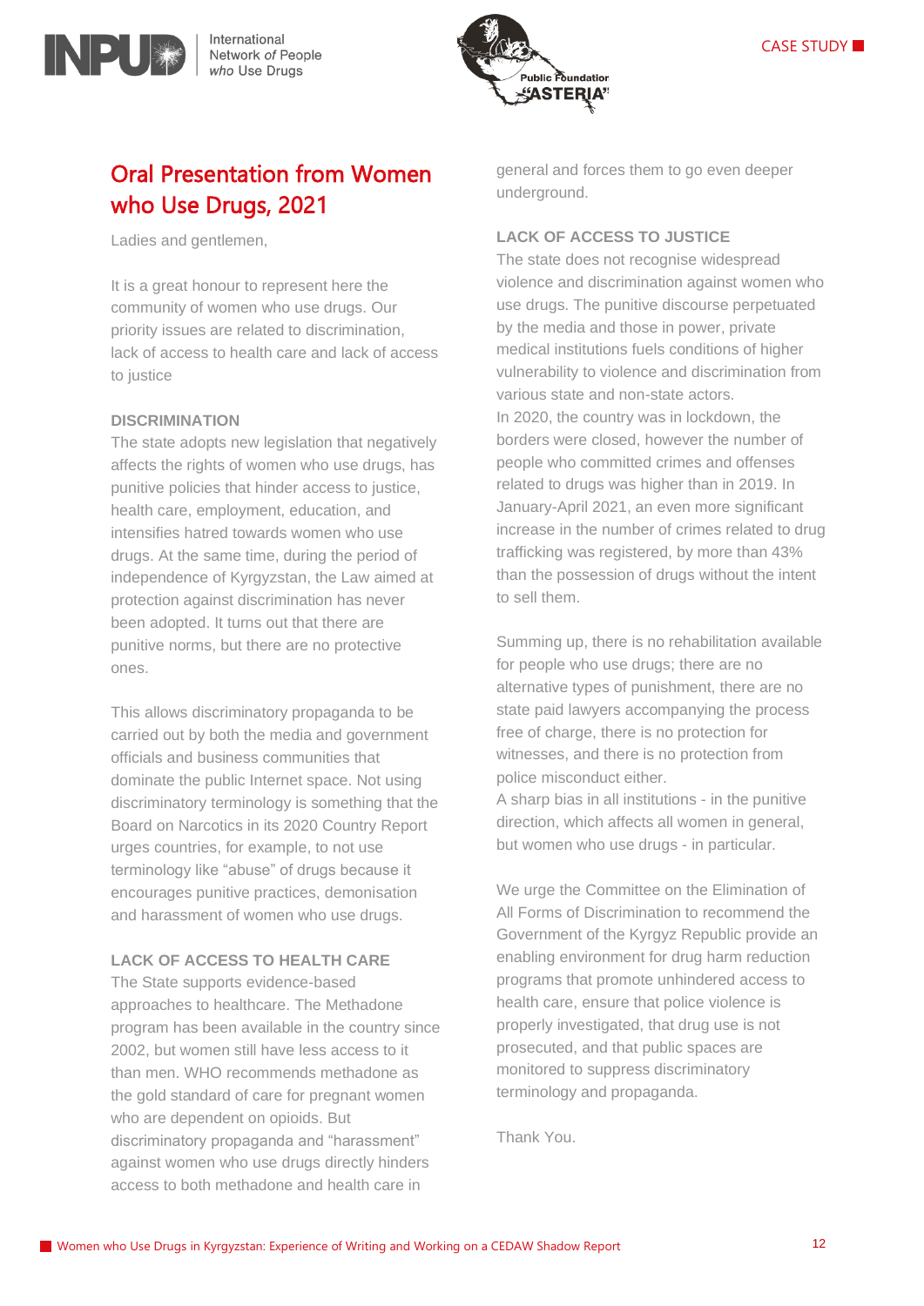# Oral Presentation from Women who Use Drugs, 2021

Ladies and gentlemen,

It is a great honour to represent here the community of women who use drugs. Our priority issues are related to discrimination, lack of access to health care and lack of access to justice

### DISCRIMINATION

The state adopts new legislation that negatively affects the rights of women who use drugs, has punitive policies that hinder access to justice, health care, employment, education, and intensifies hatred towards women who use drugs. At the same time, during the period of independence of Kyrgyzstan, the Law aimed at protection against discrimination has never been adopted. It turns out that there are punitive norms, but there are no protective ones.

This allows discriminatory propaganda to be carried out by both the media and government officials and business communities that dominate the public Internet space. Not using discriminatory terminology is something that the Board on Narcotics in its 2020 Country Report urges countries, for example, to not use terminology like "abuse" of drugs because it encourages punitive practices, demonisation and harassment of women who use drugs.

### LACK OF ACCESS TO HEALTH CARE

The State supports evidence-based approaches to healthcare. The Methadone program has been available in the country since 2002, but women still have less access to it than men. WHO recommends methadone as the gold standard of care for pregnant women who are dependent on opioids. But discriminatory propaganda and "harassment" against women who use drugs directly hinders access to both methadone and health care in general and forces them to go even deeper underground.

### LACK OF ACCESS TO JUSTICE

The state does not recognise widespread violence and discrimination against women who use drugs. The punitive discourse perpetuated by the media and those in power, private medical institutions fuels conditions of higher vulnerability to violence and discrimination from various state and non-state actors.

In 2020, the country was in lockdown, the borders were closed, however the number of people who committed crimes and offenses related to drugs was higher than in 2019. In January-April 2021, an even more significant increase in the number of crimes related to drug trafficking was registered, by more than 43% than the possession of drugs without the intent to sell them.

Summing up, there is no rehabilitation available for people who use drugs; there are no alternative types of punishment, there are no state paid lawyers accompanying the process free of charge, there is no protection for witnesses, and there is no protection from police misconduct either.

A sharp bias in all institutions - in the punitive direction, which affects all women in general, but women who use drugs - in particular.

We urge the Committee on the Elimination of All Forms of Discrimination to recommend the Government of the Kyrgyz Republic provide an enabling environment for drug harm reduction programs that promote unhindered access to health care, ensure that police violence is properly investigated, that drug use is not prosecuted, and that public spaces are monitored to suppress discriminatory terminology and propaganda.

Thank You.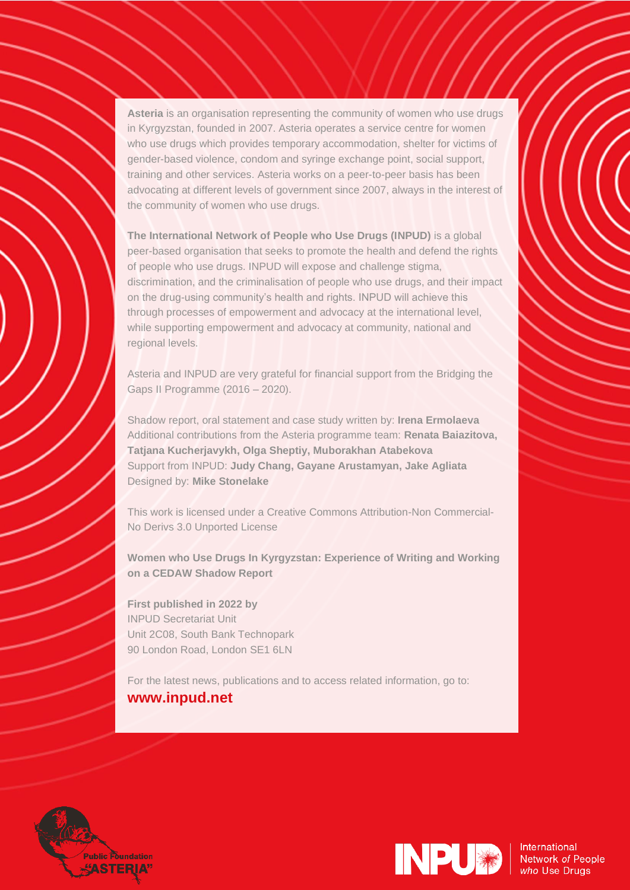**Asteria** is an organisation representing the community of women who use drugs in Kyrgyzstan, founded in 2007. Asteria operates a service centre for women who use drugs which provides temporary accommodation, shelter for victims of gender-based violence, condom and syringe exchange point, social support, training and other services. Asteria works on a peer-to-peer basis has been advocating at different levels of government since 2007, always in the interest of the community of women who use drugs.

**The International Network of People who Use Drugs (INPUD)** is a global peer-based organisation that seeks to promote the health and defend the rights of people who use drugs. INPUD will expose and challenge stigma, discrimination, and the criminalisation of people who use drugs, and their impact on the drug-using community's health and rights. INPUD will achieve this through processes of empowerment and advocacy at the international level, while supporting empowerment and advocacy at community, national and regional levels.

Asteria and INPUD are very grateful for financial support from the Bridging the Gaps II Programme (2016 – 2020).

Shadow report, oral statement and case study written by: **Irena Ermolaeva**
Additional contributions from the Asteria programme team: **Renata Baiazitova, Tatjana Kucherjavykh, Olga Sheptiy, Muborakhan Atabekova**
Support from INPUD: **Judy Chang, Gayane Arustamyan, Jake Agliata**
Designed by: **Mike Stonelake**

This work is licensed under a Creative Commons Attribution-Non Commercial-No Derivs 3.0 Unported License

**Women who Use Drugs In Kyrgyzstan: Experience of Writing and Working on a CEDAW Shadow Report**

**First published in 2022 by**
INPUD Secretariat Unit
Unit 2C08, South Bank Technopark
90 London Road, London SE1 6LN

For the latest news, publications and to access related information, go to:
**www.inpud.net**

Public Foundation "ASTERIA"

INPUD International Network *of* People *who* Use Drugs